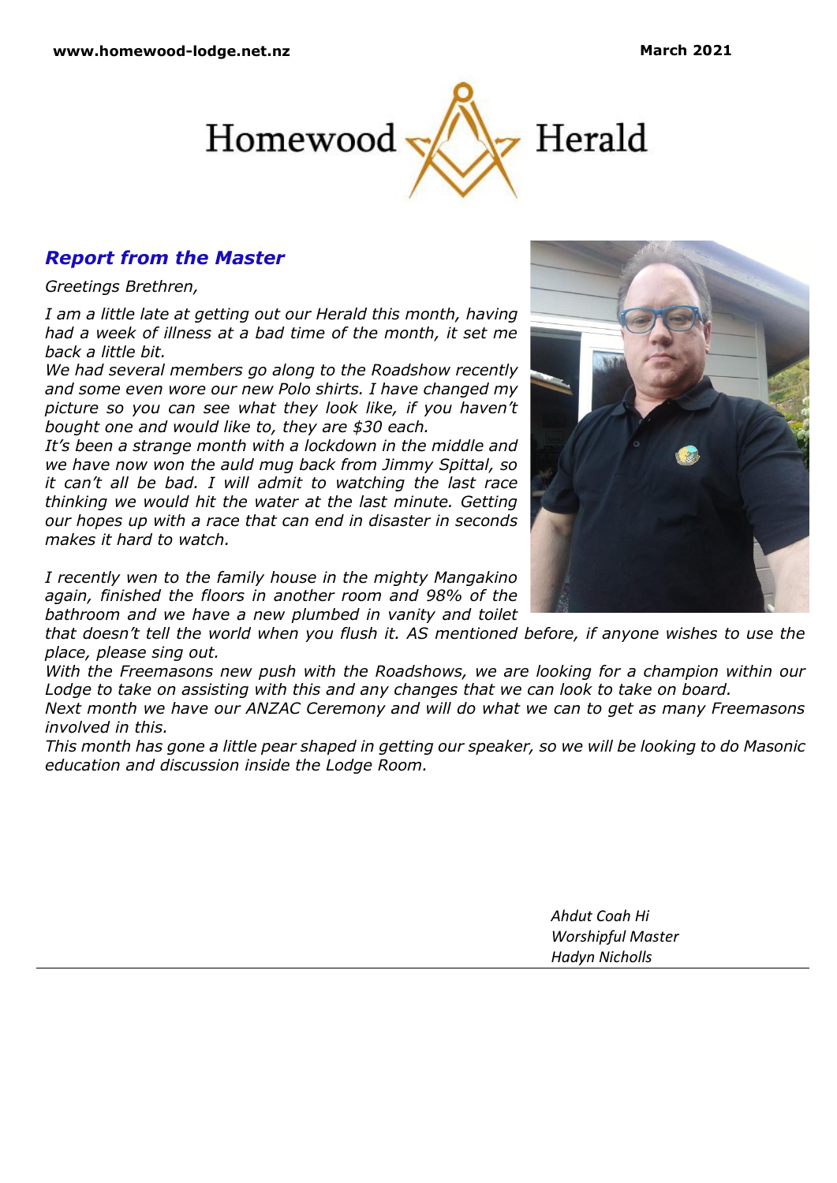www.homewood-lodge.net.nz March 2021

# Homewood Herald

## *Report from the Master*

*Greetings Brethren,*

*I am a little late at getting out our Herald this month, having had a week of illness at a bad time of the month, it set me back a little bit.*

*We had several members go along to the Roadshow recently and some even wore our new Polo shirts. I have changed my picture so you can see what they look like, if you haven't bought one and would like to, they are $30 each.*

*It's been a strange month with a lockdown in the middle and we have now won the auld mug back from Jimmy Spittal, so it can't all be bad. I will admit to watching the last race thinking we would hit the water at the last minute. Getting our hopes up with a race that can end in disaster in seconds makes it hard to watch.*

*I recently wen to the family house in the mighty Mangakino again, finished the floors in another room and 98% of the bathroom and we have a new plumbed in vanity and toilet that doesn't tell the world when you flush it. AS mentioned before, if anyone wishes to use the place, please sing out.*

*With the Freemasons new push with the Roadshows, we are looking for a champion within our Lodge to take on assisting with this and any changes that we can look to take on board.*

*Next month we have our ANZAC Ceremony and will do what we can to get as many Freemasons involved in this.*

*This month has gone a little pear shaped in getting our speaker, so we will be looking to do Masonic education and discussion inside the Lodge Room.*

*Ahdut Coah Hi*
*Worshipful Master*
*Hadyn Nicholls*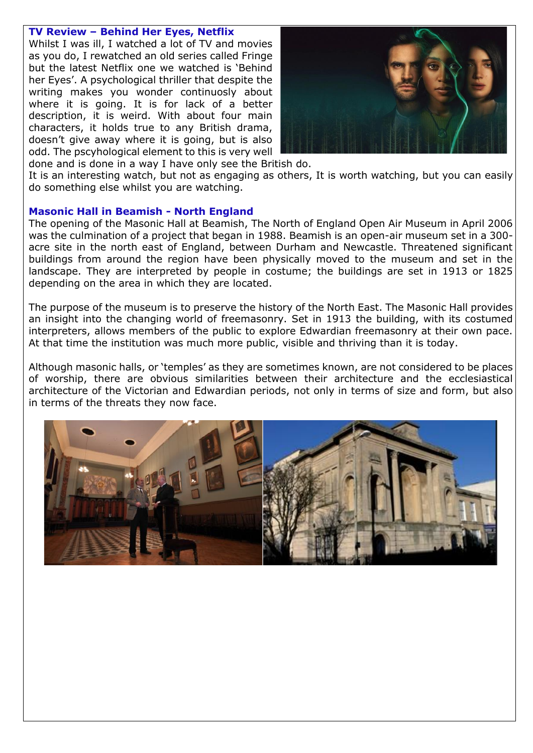### TV Review – Behind Her Eyes, Netflix

Whilst I was ill, I watched a lot of TV and movies as you do, I rewatched an old series called Fringe but the latest Netflix one we watched is 'Behind her Eyes'. A psychological thriller that despite the writing makes you wonder continuosly about where it is going. It is for lack of a better description, it is weird. With about four main characters, it holds true to any British drama, doesn't give away where it is going, but is also odd. The pscyhological element to this is very well done and is done in a way I have only see the British do.

It is an interesting watch, but not as engaging as others, It is worth watching, but you can easily do something else whilst you are watching.

### Masonic Hall in Beamish - North England

The opening of the Masonic Hall at Beamish, The North of England Open Air Museum in April 2006 was the culmination of a project that began in 1988. Beamish is an open-air museum set in a 300-acre site in the north east of England, between Durham and Newcastle. Threatened significant buildings from around the region have been physically moved to the museum and set in the landscape. They are interpreted by people in costume; the buildings are set in 1913 or 1825 depending on the area in which they are located.

The purpose of the museum is to preserve the history of the North East. The Masonic Hall provides an insight into the changing world of freemasonry. Set in 1913 the building, with its costumed interpreters, allows members of the public to explore Edwardian freemasonry at their own pace. At that time the institution was much more public, visible and thriving than it is today.

Although masonic halls, or 'temples' as they are sometimes known, are not considered to be places of worship, there are obvious similarities between their architecture and the ecclesiastical architecture of the Victorian and Edwardian periods, not only in terms of size and form, but also in terms of the threats they now face.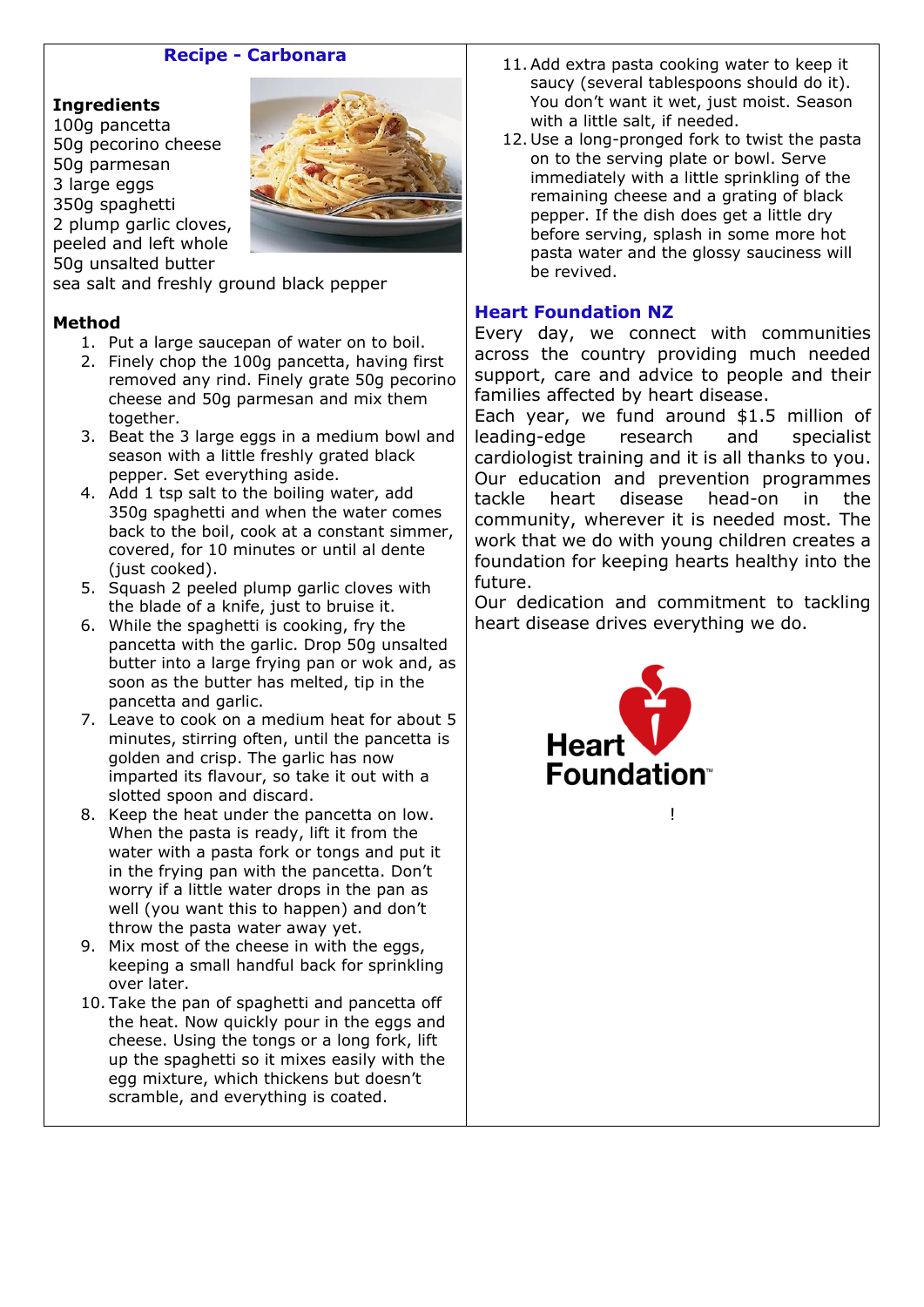## Recipe - Carbonara

**Ingredients**
100g pancetta
50g pecorino cheese
50g parmesan
3 large eggs
350g spaghetti
2 plump garlic cloves, peeled and left whole
50g unsalted butter
sea salt and freshly ground black pepper

**Method**

1. Put a large saucepan of water on to boil.
2. Finely chop the 100g pancetta, having first removed any rind. Finely grate 50g pecorino cheese and 50g parmesan and mix them together.
3. Beat the 3 large eggs in a medium bowl and season with a little freshly grated black pepper. Set everything aside.
4. Add 1 tsp salt to the boiling water, add 350g spaghetti and when the water comes back to the boil, cook at a constant simmer, covered, for 10 minutes or until al dente (just cooked).
5. Squash 2 peeled plump garlic cloves with the blade of a knife, just to bruise it.
6. While the spaghetti is cooking, fry the pancetta with the garlic. Drop 50g unsalted butter into a large frying pan or wok and, as soon as the butter has melted, tip in the pancetta and garlic.
7. Leave to cook on a medium heat for about 5 minutes, stirring often, until the pancetta is golden and crisp. The garlic has now imparted its flavour, so take it out with a slotted spoon and discard.
8. Keep the heat under the pancetta on low. When the pasta is ready, lift it from the water with a pasta fork or tongs and put it in the frying pan with the pancetta. Don't worry if a little water drops in the pan as well (you want this to happen) and don't throw the pasta water away yet.
9. Mix most of the cheese in with the eggs, keeping a small handful back for sprinkling over later.
10. Take the pan of spaghetti and pancetta off the heat. Now quickly pour in the eggs and cheese. Using the tongs or a long fork, lift up the spaghetti so it mixes easily with the egg mixture, which thickens but doesn't scramble, and everything is coated.
11. Add extra pasta cooking water to keep it saucy (several tablespoons should do it). You don't want it wet, just moist. Season with a little salt, if needed.
12. Use a long-pronged fork to twist the pasta on to the serving plate or bowl. Serve immediately with a little sprinkling of the remaining cheese and a grating of black pepper. If the dish does get a little dry before serving, splash in some more hot pasta water and the glossy sauciness will be revived.

## Heart Foundation NZ

Every day, we connect with communities across the country providing much needed support, care and advice to people and their families affected by heart disease.

Each year, we fund around $1.5 million of leading-edge research and specialist cardiologist training and it is all thanks to you.

Our education and prevention programmes tackle heart disease head-on in the community, wherever it is needed most. The work that we do with young children creates a foundation for keeping hearts healthy into the future.

Our dedication and commitment to tackling heart disease drives everything we do.

Heart Foundation™

!